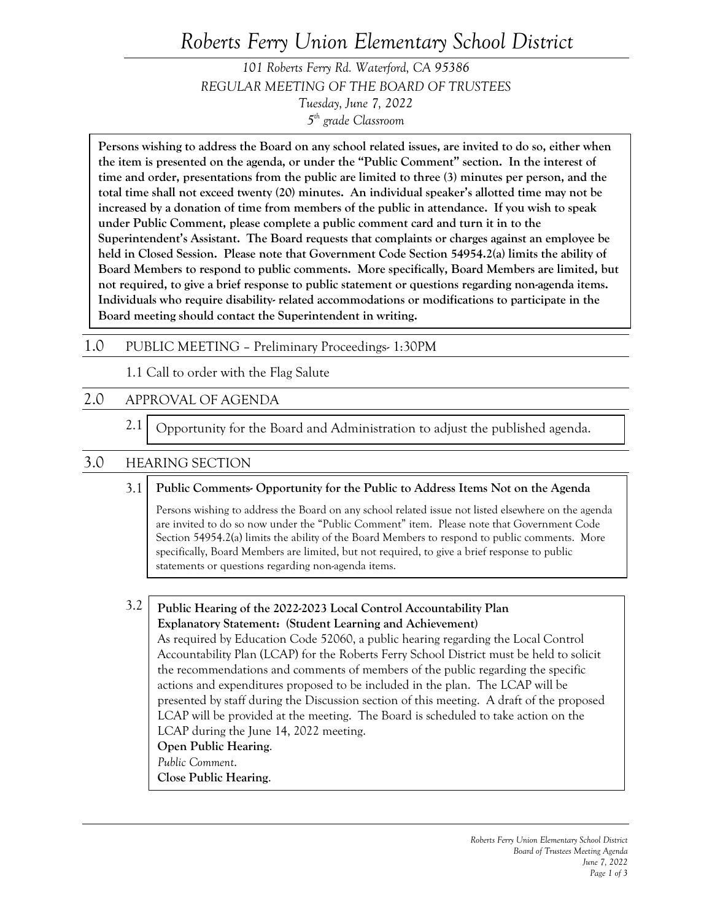# Roberts Ferry Union Elementary School District

*101 Roberts Ferry Rd. Waterford, CA 95386*
*REGULAR MEETING OF THE BOARD OF TRUSTEES*
*Tuesday, June 7, 2022*
*5th grade Classroom*

**Persons wishing to address the Board on any school related issues, are invited to do so, either when the item is presented on the agenda, or under the "Public Comment" section. In the interest of time and order, presentations from the public are limited to three (3) minutes per person, and the total time shall not exceed twenty (20) minutes. An individual speaker's allotted time may not be increased by a donation of time from members of the public in attendance. If you wish to speak under Public Comment, please complete a public comment card and turn it in to the Superintendent's Assistant. The Board requests that complaints or charges against an employee be held in Closed Session. Please note that Government Code Section 54954.2(a) limits the ability of Board Members to respond to public comments. More specifically, Board Members are limited, but not required, to give a brief response to public statement or questions regarding non-agenda items. Individuals who require disability- related accommodations or modifications to participate in the Board meeting should contact the Superintendent in writing.**

## 1.0 PUBLIC MEETING – Preliminary Proceedings- 1:30PM

1.1 Call to order with the Flag Salute

## 2.0 APPROVAL OF AGENDA

2.1 Opportunity for the Board and Administration to adjust the published agenda.

## 3.0 HEARING SECTION

3.1 **Public Comments- Opportunity for the Public to Address Items Not on the Agenda**

Persons wishing to address the Board on any school related issue not listed elsewhere on the agenda are invited to do so now under the "Public Comment" item. Please note that Government Code Section 54954.2(a) limits the ability of the Board Members to respond to public comments. More specifically, Board Members are limited, but not required, to give a brief response to public statements or questions regarding non-agenda items.

3.2 **Public Hearing of the 2022-2023 Local Control Accountability Plan**
**Explanatory Statement: (Student Learning and Achievement)**
As required by Education Code 52060, a public hearing regarding the Local Control Accountability Plan (LCAP) for the Roberts Ferry School District must be held to solicit the recommendations and comments of members of the public regarding the specific actions and expenditures proposed to be included in the plan. The LCAP will be presented by staff during the Discussion section of this meeting. A draft of the proposed LCAP will be provided at the meeting. The Board is scheduled to take action on the LCAP during the June 14, 2022 meeting.
**Open Public Hearing**.
*Public Comment*.
**Close Public Hearing**.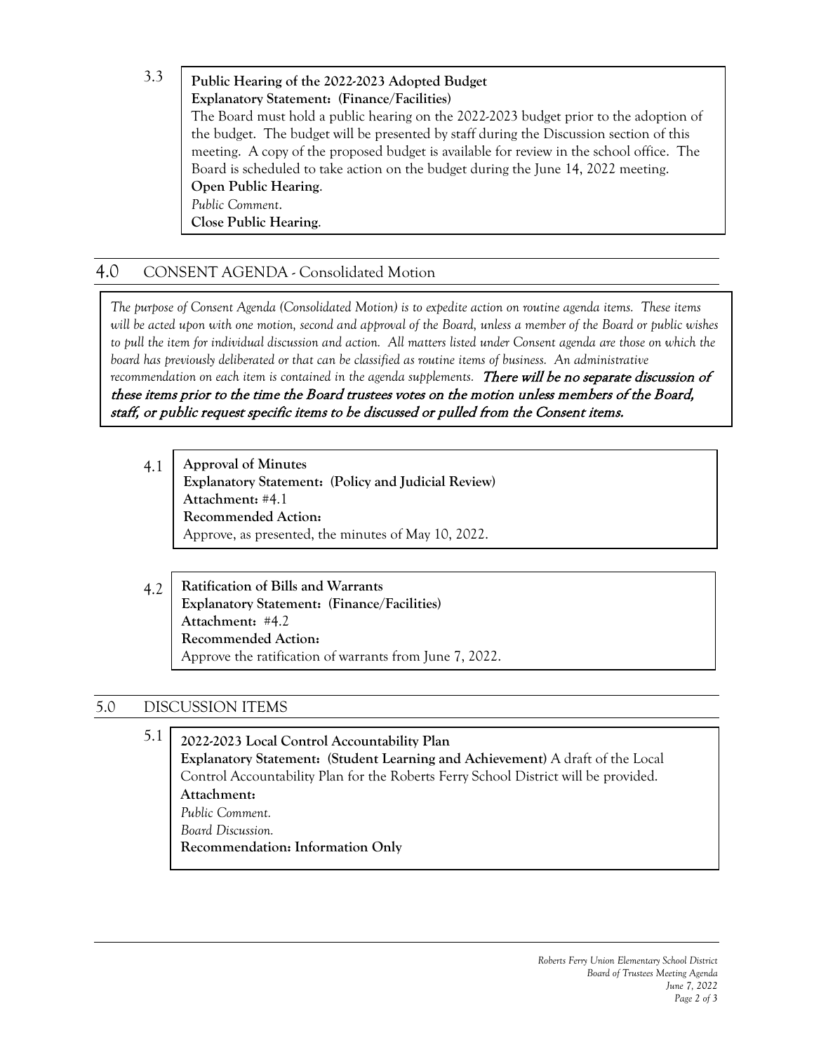3.3

**Public Hearing of the 2022-2023 Adopted Budget**
**Explanatory Statement: (Finance/Facilities)**
The Board must hold a public hearing on the 2022-2023 budget prior to the adoption of the budget. The budget will be presented by staff during the Discussion section of this meeting. A copy of the proposed budget is available for review in the school office. The Board is scheduled to take action on the budget during the June 14, 2022 meeting.
**Open Public Hearing**.
*Public Comment*.
**Close Public Hearing**.

## 4.0 CONSENT AGENDA - Consolidated Motion

*The purpose of Consent Agenda (Consolidated Motion) is to expedite action on routine agenda items. These items will be acted upon with one motion, second and approval of the Board, unless a member of the Board or public wishes to pull the item for individual discussion and action. All matters listed under Consent agenda are those on which the board has previously deliberated or that can be classified as routine items of business. An administrative recommendation on each item is contained in the agenda supplements.* ***There will be no separate discussion of these items prior to the time the Board trustees votes on the motion unless members of the Board, staff, or public request specific items to be discussed or pulled from the Consent items.***

4.1

**Approval of Minutes**
**Explanatory Statement: (Policy and Judicial Review)**
**Attachment:** #4.1
**Recommended Action:**
Approve, as presented, the minutes of May 10, 2022.

4.2

**Ratification of Bills and Warrants**
**Explanatory Statement: (Finance/Facilities)**
**Attachment:** #4.2
**Recommended Action:**
Approve the ratification of warrants from June 7, 2022.

## 5.0 DISCUSSION ITEMS

5.1

**2022-2023 Local Control Accountability Plan**
**Explanatory Statement: (Student Learning and Achievement)** A draft of the Local Control Accountability Plan for the Roberts Ferry School District will be provided.
**Attachment:**
*Public Comment.*
*Board Discussion.*
**Recommendation: Information Only**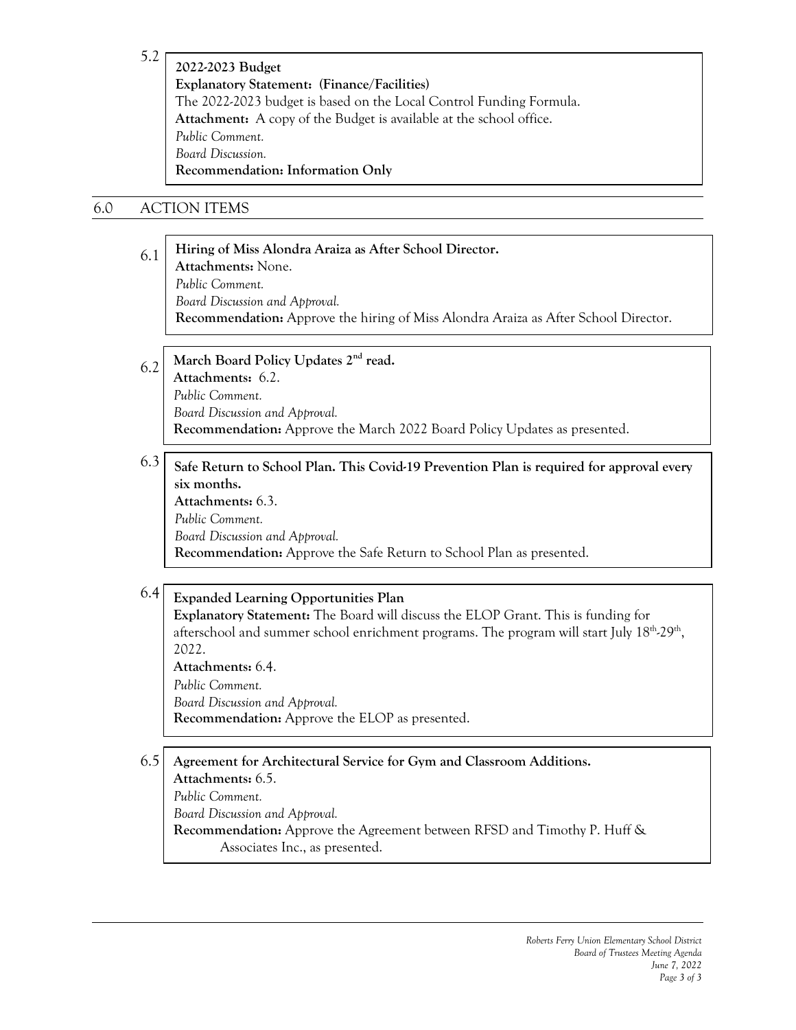5.2 **2022-2023 Budget**
**Explanatory Statement: (Finance/Facilities)**
The 2022-2023 budget is based on the Local Control Funding Formula.
**Attachment:** A copy of the Budget is available at the school office.
*Public Comment.*
*Board Discussion.*
**Recommendation: Information Only**

## 6.0 ACTION ITEMS

6.1 **Hiring of Miss Alondra Araiza as After School Director.**
**Attachments:** None.
*Public Comment.*
*Board Discussion and Approval.*
**Recommendation:** Approve the hiring of Miss Alondra Araiza as After School Director.

6.2 **March Board Policy Updates 2nd read.**
**Attachments:** 6.2.
*Public Comment.*
*Board Discussion and Approval.*
**Recommendation:** Approve the March 2022 Board Policy Updates as presented.

6.3 **Safe Return to School Plan. This Covid-19 Prevention Plan is required for approval every six months.**
**Attachments:** 6.3.
*Public Comment.*
*Board Discussion and Approval.*
**Recommendation:** Approve the Safe Return to School Plan as presented.

6.4 **Expanded Learning Opportunities Plan**
**Explanatory Statement:** The Board will discuss the ELOP Grant. This is funding for afterschool and summer school enrichment programs. The program will start July 18th-29th, 2022.
**Attachments:** 6.4.
*Public Comment.*
*Board Discussion and Approval.*
**Recommendation:** Approve the ELOP as presented.

6.5 **Agreement for Architectural Service for Gym and Classroom Additions.**
**Attachments:** 6.5.
*Public Comment.*
*Board Discussion and Approval.*
**Recommendation:** Approve the Agreement between RFSD and Timothy P. Huff & Associates Inc., as presented.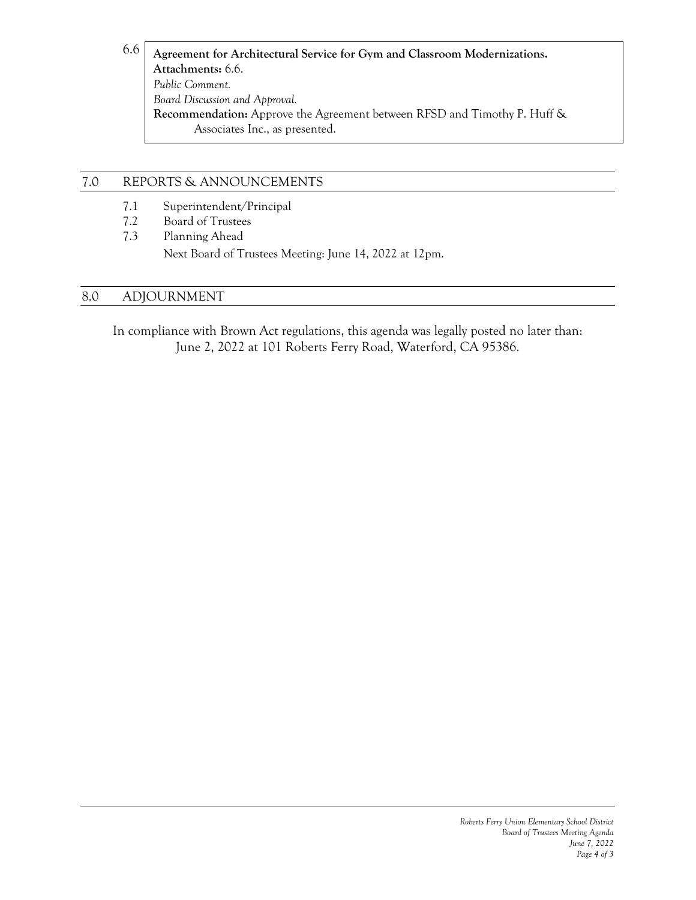6.6 **Agreement for Architectural Service for Gym and Classroom Modernizations.**
**Attachments:** 6.6.
*Public Comment.*
*Board Discussion and Approval.*
**Recommendation:** Approve the Agreement between RFSD and Timothy P. Huff & Associates Inc., as presented.

## 7.0 REPORTS & ANNOUNCEMENTS

7.1 Superintendent/Principal
7.2 Board of Trustees
7.3 Planning Ahead

Next Board of Trustees Meeting: June 14, 2022 at 12pm.

## 8.0 ADJOURNMENT

In compliance with Brown Act regulations, this agenda was legally posted no later than: June 2, 2022 at 101 Roberts Ferry Road, Waterford, CA 95386.